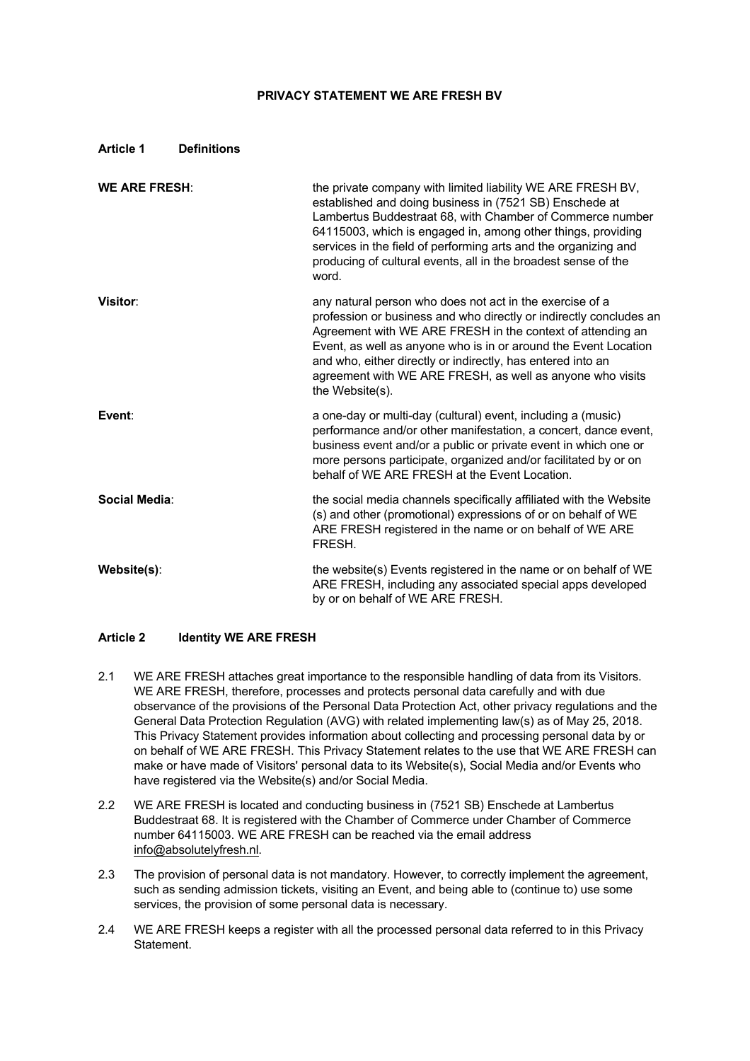# PRIVACY STATEMENT WE ARE FRESH BV

## Article 1 Definitions

**WE ARE FRESH**: the private company with limited liability WE ARE FRESH BV, established and doing business in (7521 SB) Enschede at Lambertus Buddestraat 68, with Chamber of Commerce number 64115003, which is engaged in, among other things, providing services in the field of performing arts and the organizing and producing of cultural events, all in the broadest sense of the word.

**Visitor**: any natural person who does not act in the exercise of a profession or business and who directly or indirectly concludes an Agreement with WE ARE FRESH in the context of attending an Event, as well as anyone who is in or around the Event Location and who, either directly or indirectly, has entered into an agreement with WE ARE FRESH, as well as anyone who visits the Website(s).

**Event**: a one-day or multi-day (cultural) event, including a (music) performance and/or other manifestation, a concert, dance event, business event and/or a public or private event in which one or more persons participate, organized and/or facilitated by or on behalf of WE ARE FRESH at the Event Location.

**Social Media**: the social media channels specifically affiliated with the Website (s) and other (promotional) expressions of or on behalf of WE ARE FRESH registered in the name or on behalf of WE ARE FRESH.

**Website(s)**: the website(s) Events registered in the name or on behalf of WE ARE FRESH, including any associated special apps developed by or on behalf of WE ARE FRESH.

## Article 2 Identity WE ARE FRESH

2.1 WE ARE FRESH attaches great importance to the responsible handling of data from its Visitors. WE ARE FRESH, therefore, processes and protects personal data carefully and with due observance of the provisions of the Personal Data Protection Act, other privacy regulations and the General Data Protection Regulation (AVG) with related implementing law(s) as of May 25, 2018. This Privacy Statement provides information about collecting and processing personal data by or on behalf of WE ARE FRESH. This Privacy Statement relates to the use that WE ARE FRESH can make or have made of Visitors' personal data to its Website(s), Social Media and/or Events who have registered via the Website(s) and/or Social Media.

2.2 WE ARE FRESH is located and conducting business in (7521 SB) Enschede at Lambertus Buddestraat 68. It is registered with the Chamber of Commerce under Chamber of Commerce number 64115003. WE ARE FRESH can be reached via the email address info@absolutelyfresh.nl.

2.3 The provision of personal data is not mandatory. However, to correctly implement the agreement, such as sending admission tickets, visiting an Event, and being able to (continue to) use some services, the provision of some personal data is necessary.

2.4 WE ARE FRESH keeps a register with all the processed personal data referred to in this Privacy Statement.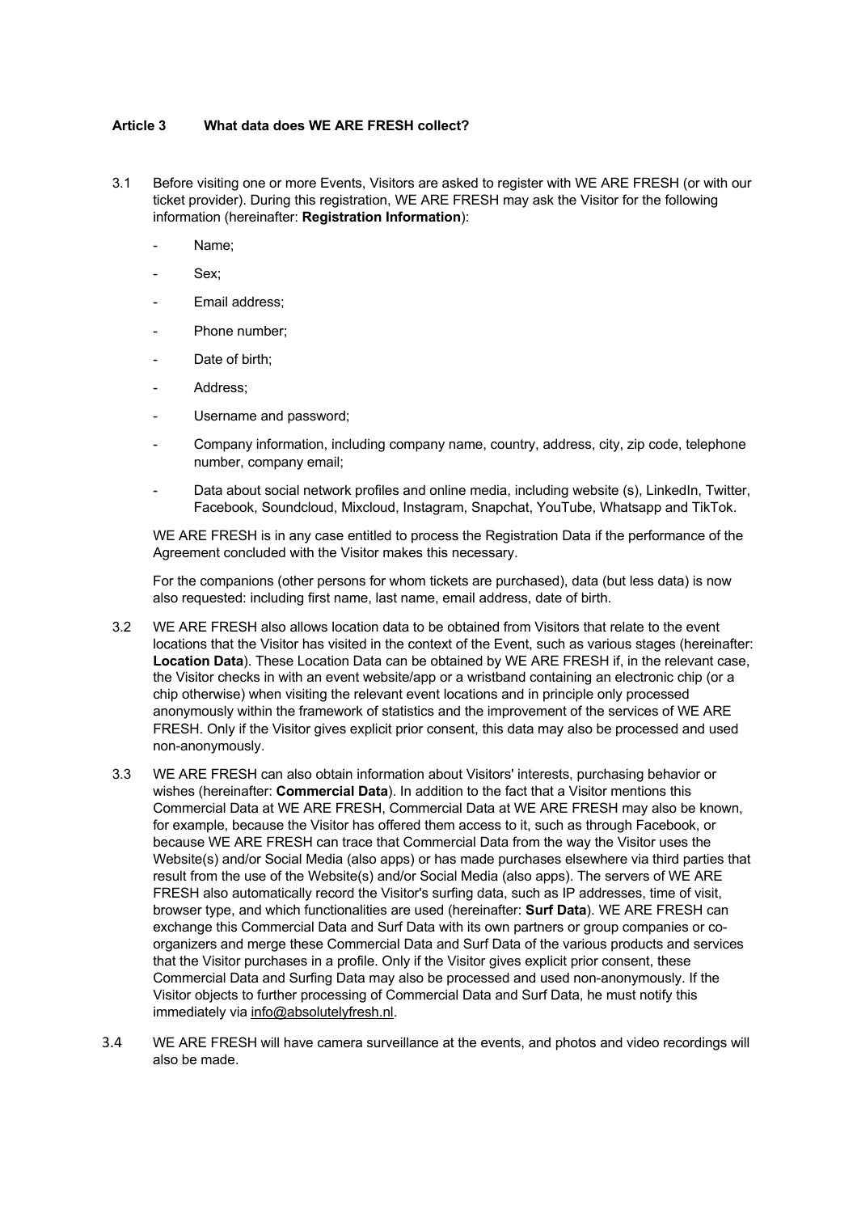### Article 3 What data does WE ARE FRESH collect?

3.1 Before visiting one or more Events, Visitors are asked to register with WE ARE FRESH (or with our ticket provider). During this registration, WE ARE FRESH may ask the Visitor for the following information (hereinafter: **Registration Information**):

- Name;
- Sex;
- Email address;
- Phone number;
- Date of birth;
- Address;
- Username and password;
- Company information, including company name, country, address, city, zip code, telephone number, company email;
- Data about social network profiles and online media, including website (s), LinkedIn, Twitter, Facebook, Soundcloud, Mixcloud, Instagram, Snapchat, YouTube, Whatsapp and TikTok.

WE ARE FRESH is in any case entitled to process the Registration Data if the performance of the Agreement concluded with the Visitor makes this necessary.

For the companions (other persons for whom tickets are purchased), data (but less data) is now also requested: including first name, last name, email address, date of birth.

3.2 WE ARE FRESH also allows location data to be obtained from Visitors that relate to the event locations that the Visitor has visited in the context of the Event, such as various stages (hereinafter: **Location Data**). These Location Data can be obtained by WE ARE FRESH if, in the relevant case, the Visitor checks in with an event website/app or a wristband containing an electronic chip (or a chip otherwise) when visiting the relevant event locations and in principle only processed anonymously within the framework of statistics and the improvement of the services of WE ARE FRESH. Only if the Visitor gives explicit prior consent, this data may also be processed and used non-anonymously.

3.3 WE ARE FRESH can also obtain information about Visitors' interests, purchasing behavior or wishes (hereinafter: **Commercial Data**). In addition to the fact that a Visitor mentions this Commercial Data at WE ARE FRESH, Commercial Data at WE ARE FRESH may also be known, for example, because the Visitor has offered them access to it, such as through Facebook, or because WE ARE FRESH can trace that Commercial Data from the way the Visitor uses the Website(s) and/or Social Media (also apps) or has made purchases elsewhere via third parties that result from the use of the Website(s) and/or Social Media (also apps). The servers of WE ARE FRESH also automatically record the Visitor's surfing data, such as IP addresses, time of visit, browser type, and which functionalities are used (hereinafter: **Surf Data**). WE ARE FRESH can exchange this Commercial Data and Surf Data with its own partners or group companies or co-organizers and merge these Commercial Data and Surf Data of the various products and services that the Visitor purchases in a profile. Only if the Visitor gives explicit prior consent, these Commercial Data and Surfing Data may also be processed and used non-anonymously. If the Visitor objects to further processing of Commercial Data and Surf Data, he must notify this immediately via info@absolutelyfresh.nl.

3.4 WE ARE FRESH will have camera surveillance at the events, and photos and video recordings will also be made.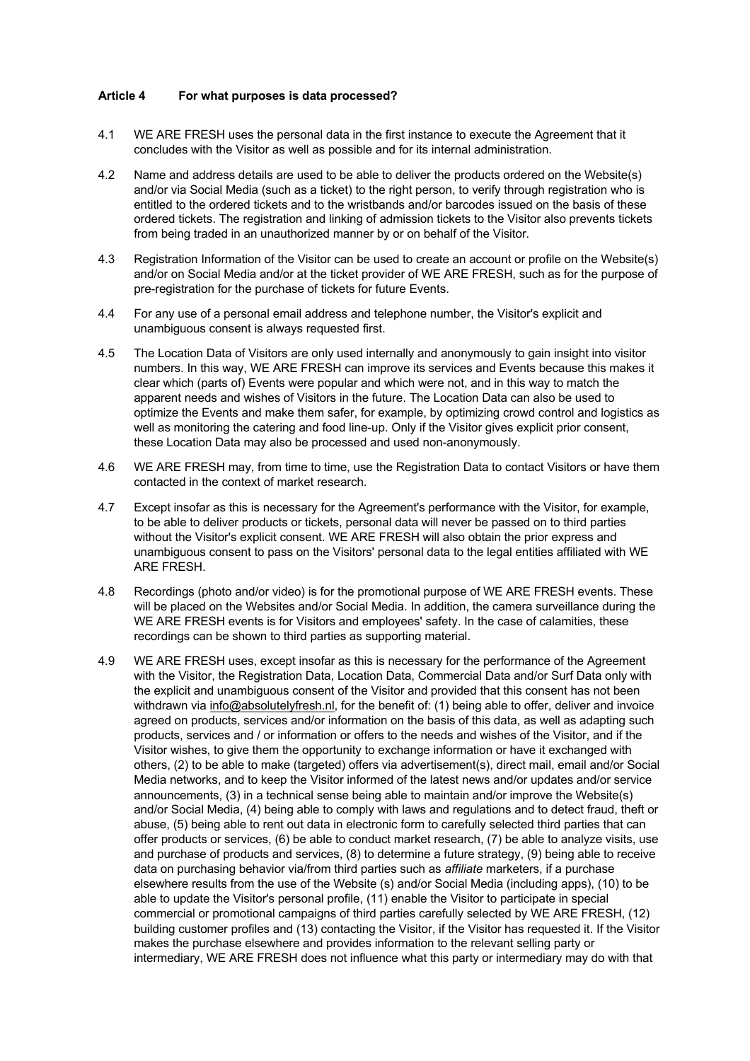### Article 4 For what purposes is data processed?

4.1 WE ARE FRESH uses the personal data in the first instance to execute the Agreement that it concludes with the Visitor as well as possible and for its internal administration.

4.2 Name and address details are used to be able to deliver the products ordered on the Website(s) and/or via Social Media (such as a ticket) to the right person, to verify through registration who is entitled to the ordered tickets and to the wristbands and/or barcodes issued on the basis of these ordered tickets. The registration and linking of admission tickets to the Visitor also prevents tickets from being traded in an unauthorized manner by or on behalf of the Visitor.

4.3 Registration Information of the Visitor can be used to create an account or profile on the Website(s) and/or on Social Media and/or at the ticket provider of WE ARE FRESH, such as for the purpose of pre-registration for the purchase of tickets for future Events.

4.4 For any use of a personal email address and telephone number, the Visitor's explicit and unambiguous consent is always requested first.

4.5 The Location Data of Visitors are only used internally and anonymously to gain insight into visitor numbers. In this way, WE ARE FRESH can improve its services and Events because this makes it clear which (parts of) Events were popular and which were not, and in this way to match the apparent needs and wishes of Visitors in the future. The Location Data can also be used to optimize the Events and make them safer, for example, by optimizing crowd control and logistics as well as monitoring the catering and food line-up. Only if the Visitor gives explicit prior consent, these Location Data may also be processed and used non-anonymously.

4.6 WE ARE FRESH may, from time to time, use the Registration Data to contact Visitors or have them contacted in the context of market research.

4.7 Except insofar as this is necessary for the Agreement's performance with the Visitor, for example, to be able to deliver products or tickets, personal data will never be passed on to third parties without the Visitor's explicit consent. WE ARE FRESH will also obtain the prior express and unambiguous consent to pass on the Visitors' personal data to the legal entities affiliated with WE ARE FRESH.

4.8 Recordings (photo and/or video) is for the promotional purpose of WE ARE FRESH events. These will be placed on the Websites and/or Social Media. In addition, the camera surveillance during the WE ARE FRESH events is for Visitors and employees' safety. In the case of calamities, these recordings can be shown to third parties as supporting material.

4.9 WE ARE FRESH uses, except insofar as this is necessary for the performance of the Agreement with the Visitor, the Registration Data, Location Data, Commercial Data and/or Surf Data only with the explicit and unambiguous consent of the Visitor and provided that this consent has not been withdrawn via info@absolutelyfresh.nl, for the benefit of: (1) being able to offer, deliver and invoice agreed on products, services and/or information on the basis of this data, as well as adapting such products, services and / or information or offers to the needs and wishes of the Visitor, and if the Visitor wishes, to give them the opportunity to exchange information or have it exchanged with others, (2) to be able to make (targeted) offers via advertisement(s), direct mail, email and/or Social Media networks, and to keep the Visitor informed of the latest news and/or updates and/or service announcements, (3) in a technical sense being able to maintain and/or improve the Website(s) and/or Social Media, (4) being able to comply with laws and regulations and to detect fraud, theft or abuse, (5) being able to rent out data in electronic form to carefully selected third parties that can offer products or services, (6) be able to conduct market research, (7) be able to analyze visits, use and purchase of products and services, (8) to determine a future strategy, (9) being able to receive data on purchasing behavior via/from third parties such as *affiliate* marketers, if a purchase elsewhere results from the use of the Website (s) and/or Social Media (including apps), (10) to be able to update the Visitor's personal profile, (11) enable the Visitor to participate in special commercial or promotional campaigns of third parties carefully selected by WE ARE FRESH, (12) building customer profiles and (13) contacting the Visitor, if the Visitor has requested it. If the Visitor makes the purchase elsewhere and provides information to the relevant selling party or intermediary, WE ARE FRESH does not influence what this party or intermediary may do with that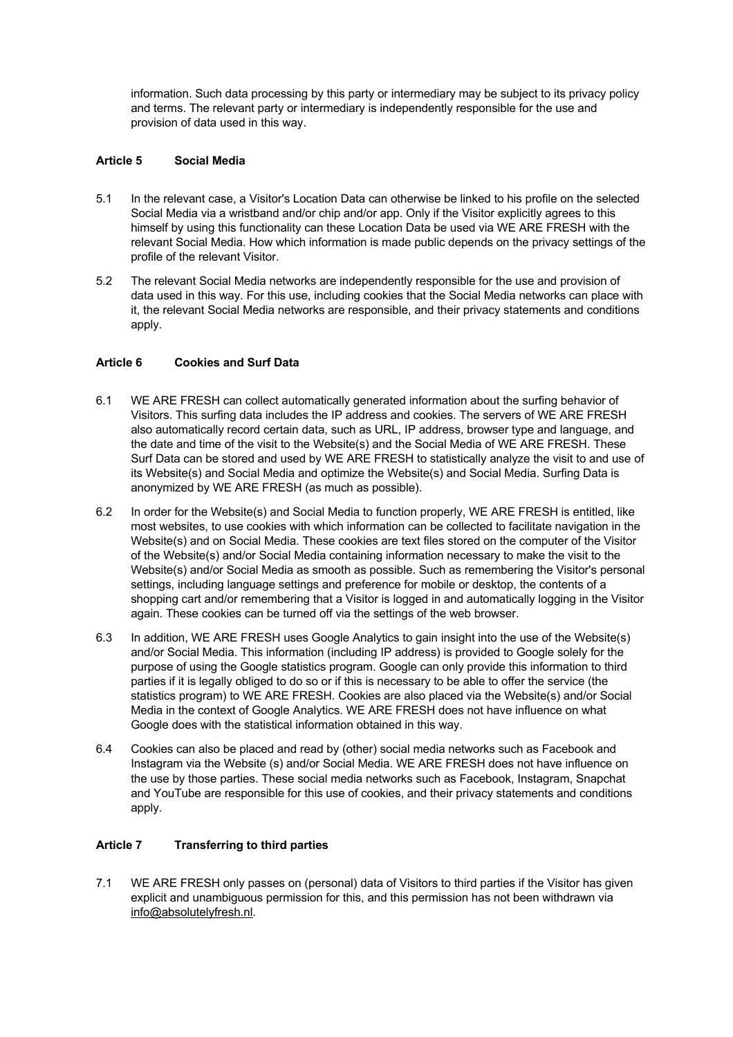information. Such data processing by this party or intermediary may be subject to its privacy policy and terms. The relevant party or intermediary is independently responsible for the use and provision of data used in this way.

### Article 5 Social Media

5.1 In the relevant case, a Visitor's Location Data can otherwise be linked to his profile on the selected Social Media via a wristband and/or chip and/or app. Only if the Visitor explicitly agrees to this himself by using this functionality can these Location Data be used via WE ARE FRESH with the relevant Social Media. How which information is made public depends on the privacy settings of the profile of the relevant Visitor.

5.2 The relevant Social Media networks are independently responsible for the use and provision of data used in this way. For this use, including cookies that the Social Media networks can place with it, the relevant Social Media networks are responsible, and their privacy statements and conditions apply.

### Article 6 Cookies and Surf Data

6.1 WE ARE FRESH can collect automatically generated information about the surfing behavior of Visitors. This surfing data includes the IP address and cookies. The servers of WE ARE FRESH also automatically record certain data, such as URL, IP address, browser type and language, and the date and time of the visit to the Website(s) and the Social Media of WE ARE FRESH. These Surf Data can be stored and used by WE ARE FRESH to statistically analyze the visit to and use of its Website(s) and Social Media and optimize the Website(s) and Social Media. Surfing Data is anonymized by WE ARE FRESH (as much as possible).

6.2 In order for the Website(s) and Social Media to function properly, WE ARE FRESH is entitled, like most websites, to use cookies with which information can be collected to facilitate navigation in the Website(s) and on Social Media. These cookies are text files stored on the computer of the Visitor of the Website(s) and/or Social Media containing information necessary to make the visit to the Website(s) and/or Social Media as smooth as possible. Such as remembering the Visitor's personal settings, including language settings and preference for mobile or desktop, the contents of a shopping cart and/or remembering that a Visitor is logged in and automatically logging in the Visitor again. These cookies can be turned off via the settings of the web browser.

6.3 In addition, WE ARE FRESH uses Google Analytics to gain insight into the use of the Website(s) and/or Social Media. This information (including IP address) is provided to Google solely for the purpose of using the Google statistics program. Google can only provide this information to third parties if it is legally obliged to do so or if this is necessary to be able to offer the service (the statistics program) to WE ARE FRESH. Cookies are also placed via the Website(s) and/or Social Media in the context of Google Analytics. WE ARE FRESH does not have influence on what Google does with the statistical information obtained in this way.

6.4 Cookies can also be placed and read by (other) social media networks such as Facebook and Instagram via the Website (s) and/or Social Media. WE ARE FRESH does not have influence on the use by those parties. These social media networks such as Facebook, Instagram, Snapchat and YouTube are responsible for this use of cookies, and their privacy statements and conditions apply.

### Article 7 Transferring to third parties

7.1 WE ARE FRESH only passes on (personal) data of Visitors to third parties if the Visitor has given explicit and unambiguous permission for this, and this permission has not been withdrawn via info@absolutelyfresh.nl.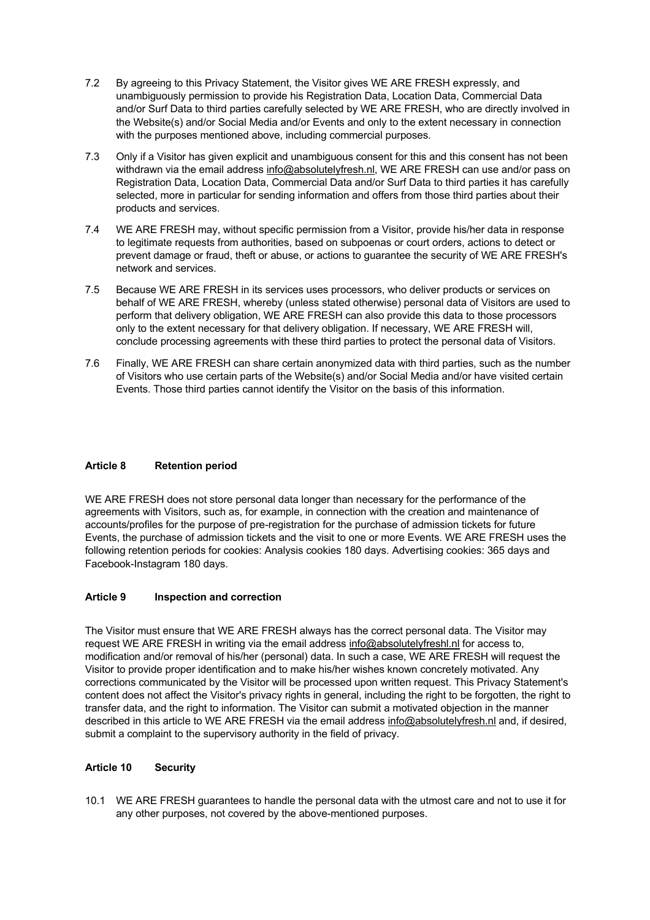7.2 By agreeing to this Privacy Statement, the Visitor gives WE ARE FRESH expressly, and unambiguously permission to provide his Registration Data, Location Data, Commercial Data and/or Surf Data to third parties carefully selected by WE ARE FRESH, who are directly involved in the Website(s) and/or Social Media and/or Events and only to the extent necessary in connection with the purposes mentioned above, including commercial purposes.

7.3 Only if a Visitor has given explicit and unambiguous consent for this and this consent has not been withdrawn via the email address info@absolutelyfresh.nl, WE ARE FRESH can use and/or pass on Registration Data, Location Data, Commercial Data and/or Surf Data to third parties it has carefully selected, more in particular for sending information and offers from those third parties about their products and services.

7.4 WE ARE FRESH may, without specific permission from a Visitor, provide his/her data in response to legitimate requests from authorities, based on subpoenas or court orders, actions to detect or prevent damage or fraud, theft or abuse, or actions to guarantee the security of WE ARE FRESH's network and services.

7.5 Because WE ARE FRESH in its services uses processors, who deliver products or services on behalf of WE ARE FRESH, whereby (unless stated otherwise) personal data of Visitors are used to perform that delivery obligation, WE ARE FRESH can also provide this data to those processors only to the extent necessary for that delivery obligation. If necessary, WE ARE FRESH will, conclude processing agreements with these third parties to protect the personal data of Visitors.

7.6 Finally, WE ARE FRESH can share certain anonymized data with third parties, such as the number of Visitors who use certain parts of the Website(s) and/or Social Media and/or have visited certain Events. Those third parties cannot identify the Visitor on the basis of this information.

**Article 8 Retention period**

WE ARE FRESH does not store personal data longer than necessary for the performance of the agreements with Visitors, such as, for example, in connection with the creation and maintenance of accounts/profiles for the purpose of pre-registration for the purchase of admission tickets for future Events, the purchase of admission tickets and the visit to one or more Events. WE ARE FRESH uses the following retention periods for cookies: Analysis cookies 180 days. Advertising cookies: 365 days and Facebook-Instagram 180 days.

**Article 9 Inspection and correction**

The Visitor must ensure that WE ARE FRESH always has the correct personal data. The Visitor may request WE ARE FRESH in writing via the email address info@absolutelyfreshl.nl for access to, modification and/or removal of his/her (personal) data. In such a case, WE ARE FRESH will request the Visitor to provide proper identification and to make his/her wishes known concretely motivated. Any corrections communicated by the Visitor will be processed upon written request. This Privacy Statement's content does not affect the Visitor's privacy rights in general, including the right to be forgotten, the right to transfer data, and the right to information. The Visitor can submit a motivated objection in the manner described in this article to WE ARE FRESH via the email address info@absolutelyfresh.nl and, if desired, submit a complaint to the supervisory authority in the field of privacy.

**Article 10 Security**

10.1 WE ARE FRESH guarantees to handle the personal data with the utmost care and not to use it for any other purposes, not covered by the above-mentioned purposes.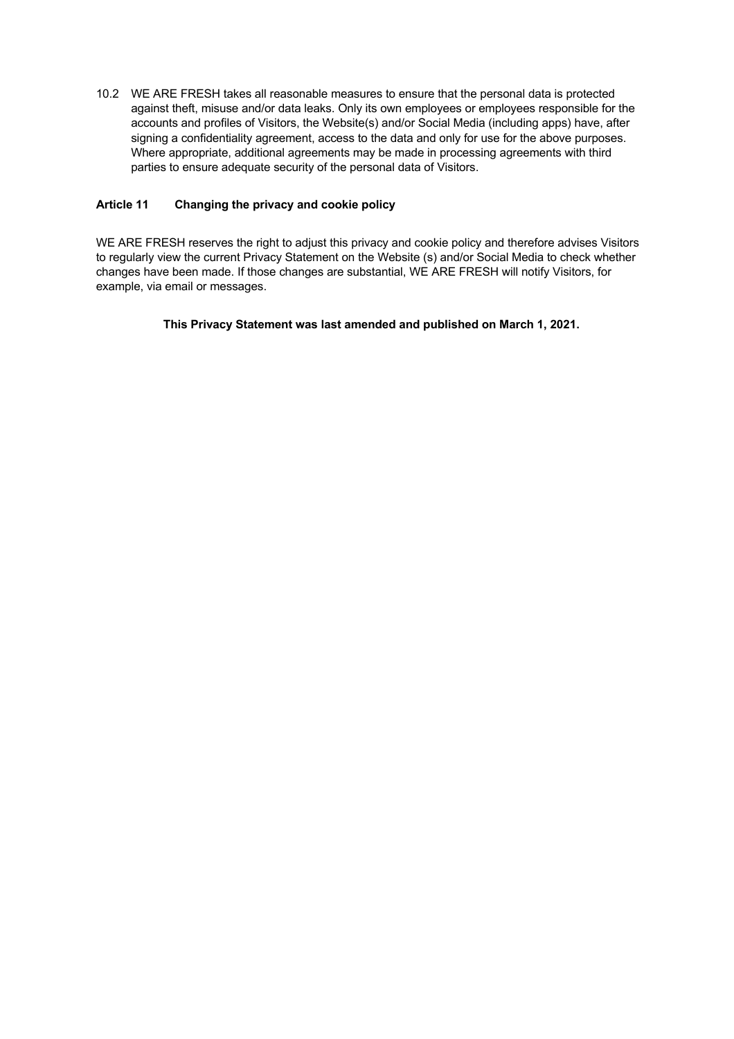10.2 WE ARE FRESH takes all reasonable measures to ensure that the personal data is protected against theft, misuse and/or data leaks. Only its own employees or employees responsible for the accounts and profiles of Visitors, the Website(s) and/or Social Media (including apps) have, after signing a confidentiality agreement, access to the data and only for use for the above purposes. Where appropriate, additional agreements may be made in processing agreements with third parties to ensure adequate security of the personal data of Visitors.

### Article 11 Changing the privacy and cookie policy

WE ARE FRESH reserves the right to adjust this privacy and cookie policy and therefore advises Visitors to regularly view the current Privacy Statement on the Website (s) and/or Social Media to check whether changes have been made. If those changes are substantial, WE ARE FRESH will notify Visitors, for example, via email or messages.

**This Privacy Statement was last amended and published on March 1, 2021.**